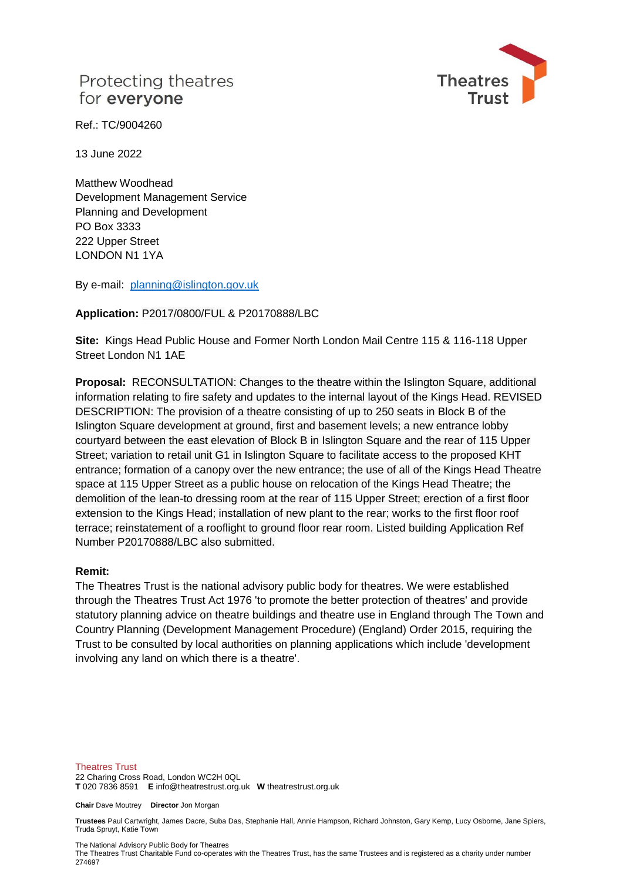Protecting theatres
for **everyone**

Theatres Trust

Ref.: TC/9004260

13 June 2022

Matthew Woodhead
Development Management Service
Planning and Development
PO Box 3333
222 Upper Street
LONDON N1 1YA

By e-mail: planning@islington.gov.uk

**Application:** P2017/0800/FUL & P20170888/LBC

**Site:** Kings Head Public House and Former North London Mail Centre 115 & 116-118 Upper Street London N1 1AE

**Proposal:** RECONSULTATION: Changes to the theatre within the Islington Square, additional information relating to fire safety and updates to the internal layout of the Kings Head. REVISED DESCRIPTION: The provision of a theatre consisting of up to 250 seats in Block B of the Islington Square development at ground, first and basement levels; a new entrance lobby courtyard between the east elevation of Block B in Islington Square and the rear of 115 Upper Street; variation to retail unit G1 in Islington Square to facilitate access to the proposed KHT entrance; formation of a canopy over the new entrance; the use of all of the Kings Head Theatre space at 115 Upper Street as a public house on relocation of the Kings Head Theatre; the demolition of the lean-to dressing room at the rear of 115 Upper Street; erection of a first floor extension to the Kings Head; installation of new plant to the rear; works to the first floor roof terrace; reinstatement of a rooflight to ground floor rear room. Listed building Application Ref Number P20170888/LBC also submitted.

**Remit:**
The Theatres Trust is the national advisory public body for theatres. We were established through the Theatres Trust Act 1976 'to promote the better protection of theatres' and provide statutory planning advice on theatre buildings and theatre use in England through The Town and Country Planning (Development Management Procedure) (England) Order 2015, requiring the Trust to be consulted by local authorities on planning applications which include 'development involving any land on which there is a theatre'.

Theatres Trust
22 Charing Cross Road, London WC2H 0QL
**T** 020 7836 8591 **E** info@theatrestrust.org.uk **W** theatrestrust.org.uk

**Chair** Dave Moutrey **Director** Jon Morgan

**Trustees** Paul Cartwright, James Dacre, Suba Das, Stephanie Hall, Annie Hampson, Richard Johnston, Gary Kemp, Lucy Osborne, Jane Spiers, Truda Spruyt, Katie Town

The National Advisory Public Body for Theatres
The Theatres Trust Charitable Fund co-operates with the Theatres Trust, has the same Trustees and is registered as a charity under number 274697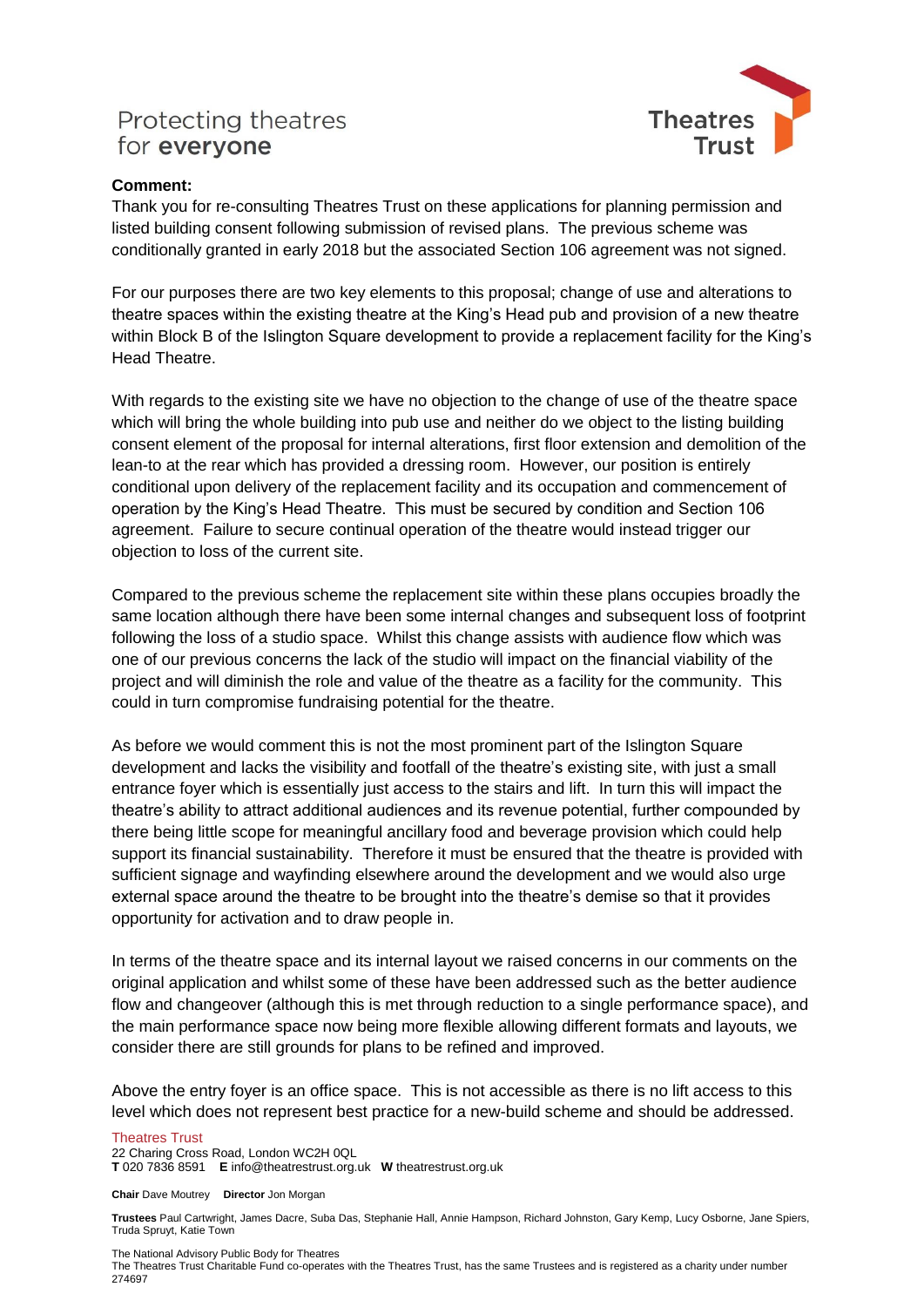Protecting theatres for **everyone**

**Theatres Trust**

**Comment:**

Thank you for re-consulting Theatres Trust on these applications for planning permission and listed building consent following submission of revised plans. The previous scheme was conditionally granted in early 2018 but the associated Section 106 agreement was not signed.

For our purposes there are two key elements to this proposal; change of use and alterations to theatre spaces within the existing theatre at the King's Head pub and provision of a new theatre within Block B of the Islington Square development to provide a replacement facility for the King's Head Theatre.

With regards to the existing site we have no objection to the change of use of the theatre space which will bring the whole building into pub use and neither do we object to the listing building consent element of the proposal for internal alterations, first floor extension and demolition of the lean-to at the rear which has provided a dressing room. However, our position is entirely conditional upon delivery of the replacement facility and its occupation and commencement of operation by the King's Head Theatre. This must be secured by condition and Section 106 agreement. Failure to secure continual operation of the theatre would instead trigger our objection to loss of the current site.

Compared to the previous scheme the replacement site within these plans occupies broadly the same location although there have been some internal changes and subsequent loss of footprint following the loss of a studio space. Whilst this change assists with audience flow which was one of our previous concerns the lack of the studio will impact on the financial viability of the project and will diminish the role and value of the theatre as a facility for the community. This could in turn compromise fundraising potential for the theatre.

As before we would comment this is not the most prominent part of the Islington Square development and lacks the visibility and footfall of the theatre's existing site, with just a small entrance foyer which is essentially just access to the stairs and lift. In turn this will impact the theatre's ability to attract additional audiences and its revenue potential, further compounded by there being little scope for meaningful ancillary food and beverage provision which could help support its financial sustainability. Therefore it must be ensured that the theatre is provided with sufficient signage and wayfinding elsewhere around the development and we would also urge external space around the theatre to be brought into the theatre's demise so that it provides opportunity for activation and to draw people in.

In terms of the theatre space and its internal layout we raised concerns in our comments on the original application and whilst some of these have been addressed such as the better audience flow and changeover (although this is met through reduction to a single performance space), and the main performance space now being more flexible allowing different formats and layouts, we consider there are still grounds for plans to be refined and improved.

Above the entry foyer is an office space. This is not accessible as there is no lift access to this level which does not represent best practice for a new-build scheme and should be addressed.

Theatres Trust
22 Charing Cross Road, London WC2H 0QL
**T** 020 7836 8591 **E** info@theatrestrust.org.uk **W** theatrestrust.org.uk

**Chair** Dave Moutrey **Director** Jon Morgan

**Trustees** Paul Cartwright, James Dacre, Suba Das, Stephanie Hall, Annie Hampson, Richard Johnston, Gary Kemp, Lucy Osborne, Jane Spiers, Truda Spruyt, Katie Town

The National Advisory Public Body for Theatres
The Theatres Trust Charitable Fund co-operates with the Theatres Trust, has the same Trustees and is registered as a charity under number 274697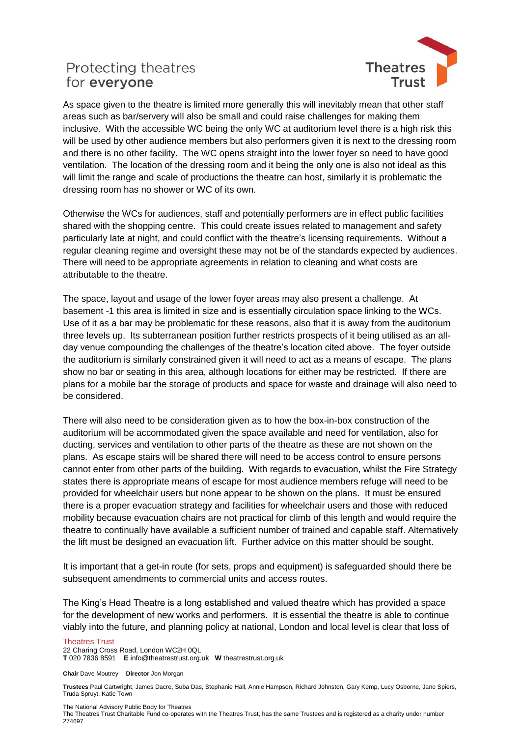As space given to the theatre is limited more generally this will inevitably mean that other staff areas such as bar/servery will also be small and could raise challenges for making them inclusive. With the accessible WC being the only WC at auditorium level there is a high risk this will be used by other audience members but also performers given it is next to the dressing room and there is no other facility. The WC opens straight into the lower foyer so need to have good ventilation. The location of the dressing room and it being the only one is also not ideal as this will limit the range and scale of productions the theatre can host, similarly it is problematic the dressing room has no shower or WC of its own.

Otherwise the WCs for audiences, staff and potentially performers are in effect public facilities shared with the shopping centre. This could create issues related to management and safety particularly late at night, and could conflict with the theatre's licensing requirements. Without a regular cleaning regime and oversight these may not be of the standards expected by audiences. There will need to be appropriate agreements in relation to cleaning and what costs are attributable to the theatre.

The space, layout and usage of the lower foyer areas may also present a challenge. At basement -1 this area is limited in size and is essentially circulation space linking to the WCs. Use of it as a bar may be problematic for these reasons, also that it is away from the auditorium three levels up. Its subterranean position further restricts prospects of it being utilised as an all-day venue compounding the challenges of the theatre's location cited above. The foyer outside the auditorium is similarly constrained given it will need to act as a means of escape. The plans show no bar or seating in this area, although locations for either may be restricted. If there are plans for a mobile bar the storage of products and space for waste and drainage will also need to be considered.

There will also need to be consideration given as to how the box-in-box construction of the auditorium will be accommodated given the space available and need for ventilation, also for ducting, services and ventilation to other parts of the theatre as these are not shown on the plans. As escape stairs will be shared there will need to be access control to ensure persons cannot enter from other parts of the building. With regards to evacuation, whilst the Fire Strategy states there is appropriate means of escape for most audience members refuge will need to be provided for wheelchair users but none appear to be shown on the plans. It must be ensured there is a proper evacuation strategy and facilities for wheelchair users and those with reduced mobility because evacuation chairs are not practical for climb of this length and would require the theatre to continually have available a sufficient number of trained and capable staff. Alternatively the lift must be designed an evacuation lift. Further advice on this matter should be sought.

It is important that a get-in route (for sets, props and equipment) is safeguarded should there be subsequent amendments to commercial units and access routes.

The King's Head Theatre is a long established and valued theatre which has provided a space for the development of new works and performers. It is essential the theatre is able to continue viably into the future, and planning policy at national, London and local level is clear that loss of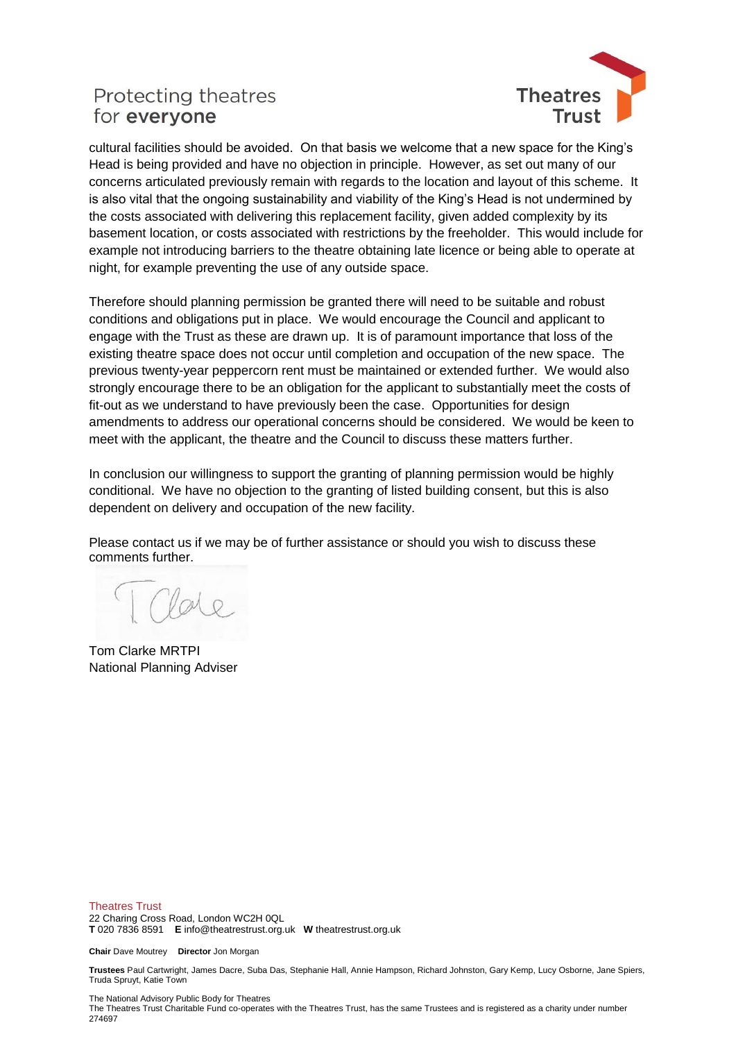cultural facilities should be avoided. On that basis we welcome that a new space for the King's Head is being provided and have no objection in principle. However, as set out many of our concerns articulated previously remain with regards to the location and layout of this scheme. It is also vital that the ongoing sustainability and viability of the King's Head is not undermined by the costs associated with delivering this replacement facility, given added complexity by its basement location, or costs associated with restrictions by the freeholder. This would include for example not introducing barriers to the theatre obtaining late licence or being able to operate at night, for example preventing the use of any outside space.

Therefore should planning permission be granted there will need to be suitable and robust conditions and obligations put in place. We would encourage the Council and applicant to engage with the Trust as these are drawn up. It is of paramount importance that loss of the existing theatre space does not occur until completion and occupation of the new space. The previous twenty-year peppercorn rent must be maintained or extended further. We would also strongly encourage there to be an obligation for the applicant to substantially meet the costs of fit-out as we understand to have previously been the case. Opportunities for design amendments to address our operational concerns should be considered. We would be keen to meet with the applicant, the theatre and the Council to discuss these matters further.

In conclusion our willingness to support the granting of planning permission would be highly conditional. We have no objection to the granting of listed building consent, but this is also dependent on delivery and occupation of the new facility.

Please contact us if we may be of further assistance or should you wish to discuss these comments further.

Tom Clarke MRTPI
National Planning Adviser